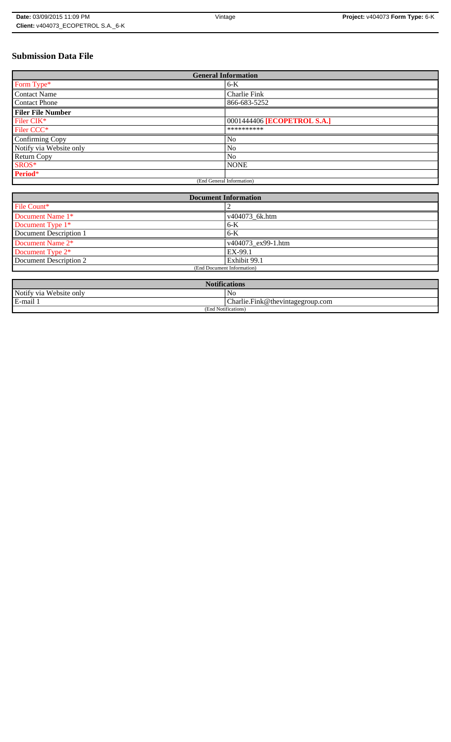**Date:** 03/09/2015 11:09 PM | Vintage | **Project:** v404073 **Form Type:** 6-K
**Client:** v404073_ECOPETROL S.A._6-K

# Submission Data File

| General Information | |
|---|---|
| Form Type* | 6-K |
| Contact Name | Charlie Fink |
| Contact Phone | 866-683-5252 |
| **Filer File Number** | |
| Filer CIK* | 0001444406 **[ECOPETROL S.A.]** |
| Filer CCC* | ********** |
| Confirming Copy | No |
| Notify via Website only | No |
| Return Copy | No |
| SROS* | NONE |
| **Period*** | |
| (End General Information) | |

| Document Information | |
|---|---|
| File Count* | 2 |
| Document Name 1* | v404073_6k.htm |
| Document Type 1* | 6-K |
| Document Description 1 | 6-K |
| Document Name 2* | v404073_ex99-1.htm |
| Document Type 2* | EX-99.1 |
| Document Description 2 | Exhibit 99.1 |
| (End Document Information) | |

| Notifications | |
|---|---|
| Notify via Website only | No |
| E-mail 1 | Charlie.Fink@thevintagegroup.com |
| (End Notifications) | |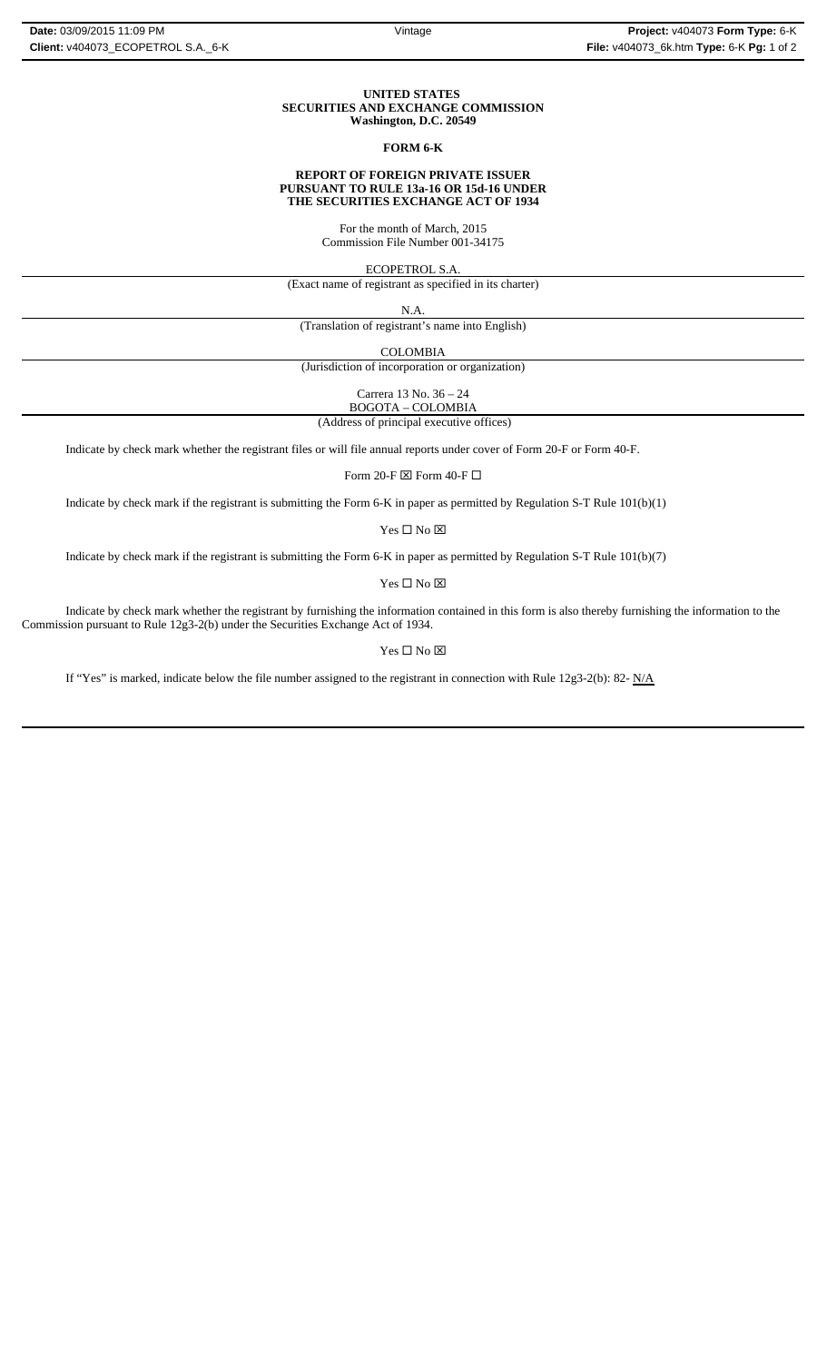**UNITED STATES**
**SECURITIES AND EXCHANGE COMMISSION**
**Washington, D.C. 20549**

**FORM 6-K**

**REPORT OF FOREIGN PRIVATE ISSUER**
**PURSUANT TO RULE 13a-16 OR 15d-16 UNDER**
**THE SECURITIES EXCHANGE ACT OF 1934**

For the month of March, 2015
Commission File Number 001-34175

ECOPETROL S.A.
(Exact name of registrant as specified in its charter)

N.A.
(Translation of registrant's name into English)

COLOMBIA
(Jurisdiction of incorporation or organization)

Carrera 13 No. 36 – 24
BOGOTA – COLOMBIA
(Address of principal executive offices)

Indicate by check mark whether the registrant files or will file annual reports under cover of Form 20-F or Form 40-F.

Form 20-F ☒ Form 40-F ☐

Indicate by check mark if the registrant is submitting the Form 6-K in paper as permitted by Regulation S-T Rule 101(b)(1)

Yes ☐ No ☒

Indicate by check mark if the registrant is submitting the Form 6-K in paper as permitted by Regulation S-T Rule 101(b)(7)

Yes ☐ No ☒

Indicate by check mark whether the registrant by furnishing the information contained in this form is also thereby furnishing the information to the Commission pursuant to Rule 12g3-2(b) under the Securities Exchange Act of 1934.

Yes ☐ No ☒

If "Yes" is marked, indicate below the file number assigned to the registrant in connection with Rule 12g3-2(b): 82- N/A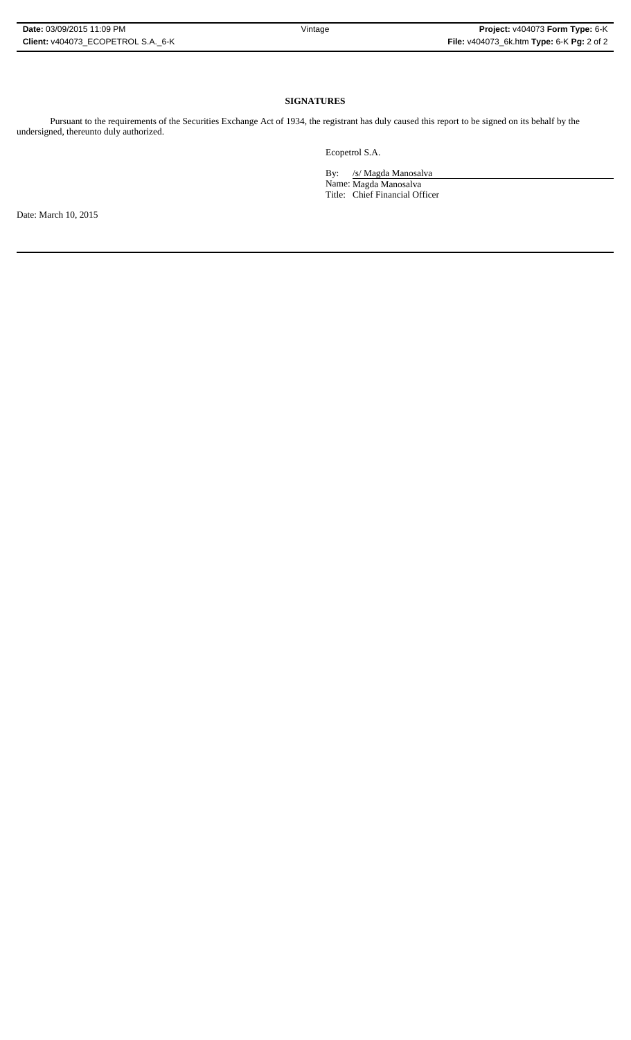**SIGNATURES**

Pursuant to the requirements of the Securities Exchange Act of 1934, the registrant has duly caused this report to be signed on its behalf by the undersigned, thereunto duly authorized.

Ecopetrol S.A.

By: /s/ Magda Manosalva
Name: Magda Manosalva
Title: Chief Financial Officer

Date: March 10, 2015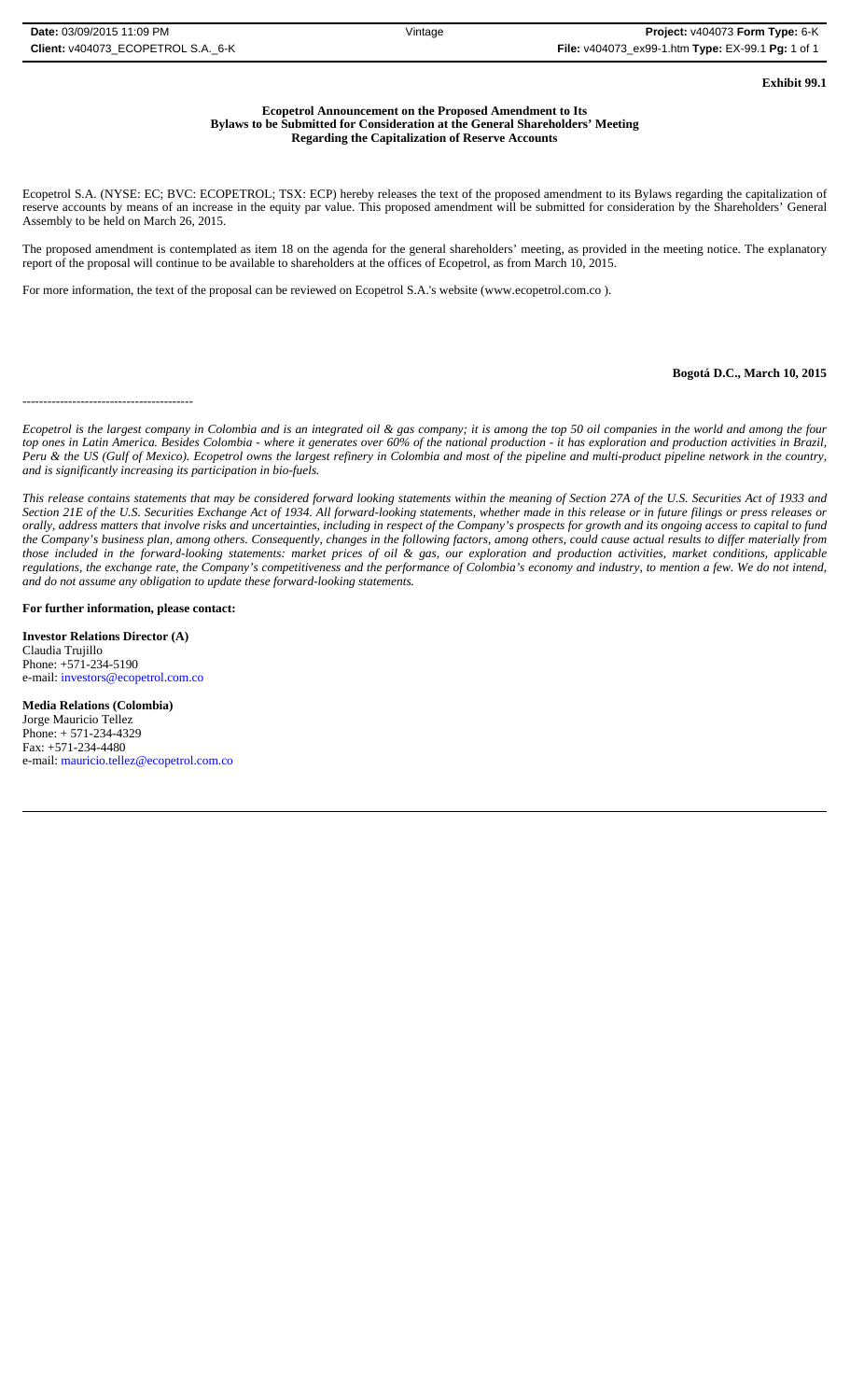**Exhibit 99.1**

**Ecopetrol Announcement on the Proposed Amendment to Its Bylaws to be Submitted for Consideration at the General Shareholders' Meeting Regarding the Capitalization of Reserve Accounts**

Ecopetrol S.A. (NYSE: EC; BVC: ECOPETROL; TSX: ECP) hereby releases the text of the proposed amendment to its Bylaws regarding the capitalization of reserve accounts by means of an increase in the equity par value. This proposed amendment will be submitted for consideration by the Shareholders' General Assembly to be held on March 26, 2015.

The proposed amendment is contemplated as item 18 on the agenda for the general shareholders' meeting, as provided in the meeting notice. The explanatory report of the proposal will continue to be available to shareholders at the offices of Ecopetrol, as from March 10, 2015.

For more information, the text of the proposal can be reviewed on Ecopetrol S.A.'s website (www.ecopetrol.com.co ).

**Bogotá D.C., March 10, 2015**

-----------------------------------------

*Ecopetrol is the largest company in Colombia and is an integrated oil & gas company; it is among the top 50 oil companies in the world and among the four top ones in Latin America. Besides Colombia - where it generates over 60% of the national production - it has exploration and production activities in Brazil, Peru & the US (Gulf of Mexico). Ecopetrol owns the largest refinery in Colombia and most of the pipeline and multi-product pipeline network in the country, and is significantly increasing its participation in bio-fuels.*

*This release contains statements that may be considered forward looking statements within the meaning of Section 27A of the U.S. Securities Act of 1933 and Section 21E of the U.S. Securities Exchange Act of 1934. All forward-looking statements, whether made in this release or in future filings or press releases or orally, address matters that involve risks and uncertainties, including in respect of the Company's prospects for growth and its ongoing access to capital to fund the Company's business plan, among others. Consequently, changes in the following factors, among others, could cause actual results to differ materially from those included in the forward-looking statements: market prices of oil & gas, our exploration and production activities, market conditions, applicable regulations, the exchange rate, the Company's competitiveness and the performance of Colombia's economy and industry, to mention a few. We do not intend, and do not assume any obligation to update these forward-looking statements.*

**For further information, please contact:**

**Investor Relations Director (A)**
Claudia Trujillo
Phone: +571-234-5190
e-mail: investors@ecopetrol.com.co

**Media Relations (Colombia)**
Jorge Mauricio Tellez
Phone: + 571-234-4329
Fax: +571-234-4480
e-mail: mauricio.tellez@ecopetrol.com.co